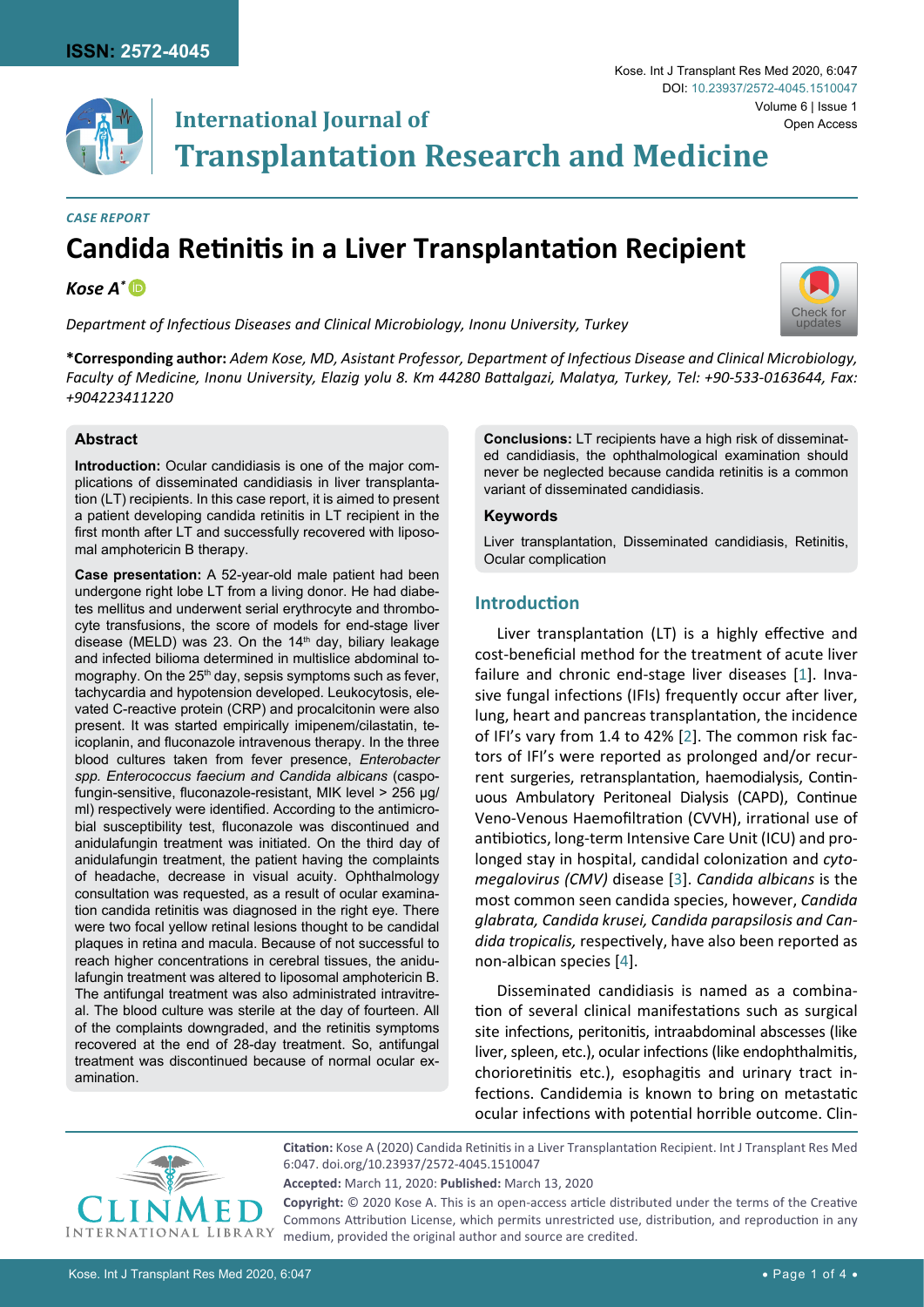ISSN: 2572-4045

# International Journal of Transplantation Research and Medicine

*CASE REPORT*

# Candida Retinitis in a Liver Transplantation Recipient

***Kose A**\**

*Department of Infectious Diseases and Clinical Microbiology, Inonu University, Turkey*

**\*Corresponding author:** *Adem Kose, MD, Asistant Professor, Department of Infectious Disease and Clinical Microbiology, Faculty of Medicine, Inonu University, Elazig yolu 8. Km 44280 Battalgazi, Malatya, Turkey, Tel: +90-533-0163644, Fax: +904223411220*

## Abstract

**Introduction:** Ocular candidiasis is one of the major complications of disseminated candidiasis in liver transplantation (LT) recipients. In this case report, it is aimed to present a patient developing candida retinitis in LT recipient in the first month after LT and successfully recovered with liposomal amphotericin B therapy.

**Case presentation:** A 52-year-old male patient had been undergone right lobe LT from a living donor. He had diabetes mellitus and underwent serial erythrocyte and thrombocyte transfusions, the score of models for end-stage liver disease (MELD) was 23. On the 14th day, biliary leakage and infected biloma determined in multislice abdominal tomography. On the 25th day, sepsis symptoms such as fever, tachycardia and hypotension developed. Leukocytosis, elevated C-reactive protein (CRP) and procalcitonin were also present. It was started empirically imipenem/cilastatin, teicoplanin, and fluconazole intravenous therapy. In the three blood cultures taken from fever presence, *Enterobacter spp. Enterococcus faecium and Candida albicans* (caspofungin-sensitive, fluconazole-resistant, MIK level > 256 µg/ml) respectively were identified. According to the antimicrobial susceptibility test, fluconazole was discontinued and anidulafungin treatment was initiated. On the third day of anidulafungin treatment, the patient having the complaints of headache, decrease in visual acuity. Ophthalmology consultation was requested, as a result of ocular examination candida retinitis was diagnosed in the right eye. There were two focal yellow retinal lesions thought to be candidal plaques in retina and macula. Because of not successful to reach higher concentrations in cerebral tissues, the anidulafungin treatment was altered to liposomal amphotericin B. The antifungal treatment was also administrated intravitreal. The blood culture was sterile at the day of fourteen. All of the complaints downgraded, and the retinitis symptoms recovered at the end of 28-day treatment. So, antifungal treatment was discontinued because of normal ocular examination.

**Conclusions:** LT recipients have a high risk of disseminated candidiasis, the ophthalmological examination should never be neglected because candida retinitis is a common variant of disseminated candidiasis.

### Keywords

Liver transplantation, Disseminated candidiasis, Retinitis, Ocular complication

## Introduction

Liver transplantation (LT) is a highly effective and cost-beneficial method for the treatment of acute liver failure and chronic end-stage liver diseases [1]. Invasive fungal infections (IFIs) frequently occur after liver, lung, heart and pancreas transplantation, the incidence of IFI's vary from 1.4 to 42% [2]. The common risk factors of IFI's were reported as prolonged and/or recurrent surgeries, retransplantation, haemodialysis, Continuous Ambulatory Peritoneal Dialysis (CAPD), Continue Veno-Venous Haemofiltration (CVVH), irrational use of antibiotics, long-term Intensive Care Unit (ICU) and prolonged stay in hospital, candidal colonization and *cytomegalovirus (CMV)* disease [3]. *Candida albicans* is the most common seen candida species, however, *Candida glabrata, Candida krusei, Candida parapsilosis and Candida tropicalis,* respectively, have also been reported as non-albican species [4].

Disseminated candidiasis is named as a combination of several clinical manifestations such as surgical site infections, peritonitis, intraabdominal abscesses (like liver, spleen, etc.), ocular infections (like endophthalmitis, chorioretinitis etc.), esophagitis and urinary tract infections. Candidemia is known to bring on metastatic ocular infections with potential horrible outcome. Clin-

**Citation:** Kose A (2020) Candida Retinitis in a Liver Transplantation Recipient. Int J Transplant Res Med 6:047. doi.org/10.23937/2572-4045.1510047

**Accepted:** March 11, 2020: **Published:** March 13, 2020

**Copyright:** © 2020 Kose A. This is an open-access article distributed under the terms of the Creative Commons Attribution License, which permits unrestricted use, distribution, and reproduction in any medium, provided the original author and source are credited.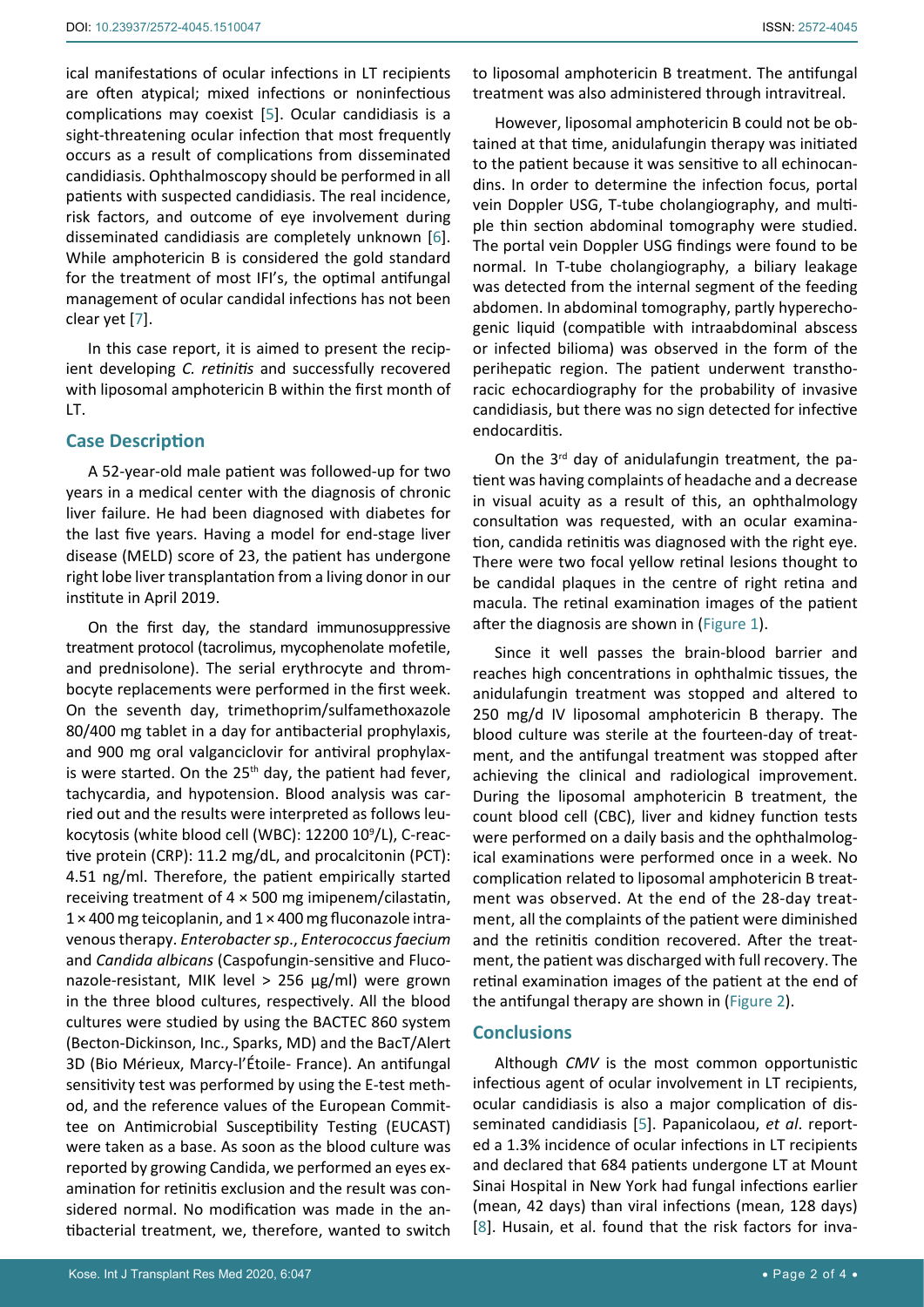ical manifestations of ocular infections in LT recipients are often atypical; mixed infections or noninfectious complications may coexist [5]. Ocular candidiasis is a sight-threatening ocular infection that most frequently occurs as a result of complications from disseminated candidiasis. Ophthalmoscopy should be performed in all patients with suspected candidiasis. The real incidence, risk factors, and outcome of eye involvement during disseminated candidiasis are completely unknown [6]. While amphotericin B is considered the gold standard for the treatment of most IFI's, the optimal antifungal management of ocular candidal infections has not been clear yet [7].

In this case report, it is aimed to present the recipient developing *C. retinitis* and successfully recovered with liposomal amphotericin B within the first month of LT.

## Case Description

A 52-year-old male patient was followed-up for two years in a medical center with the diagnosis of chronic liver failure. He had been diagnosed with diabetes for the last five years. Having a model for end-stage liver disease (MELD) score of 23, the patient has undergone right lobe liver transplantation from a living donor in our institute in April 2019.

On the first day, the standard immunosuppressive treatment protocol (tacrolimus, mycophenolate mofetile, and prednisolone). The serial erythrocyte and thrombocyte replacements were performed in the first week. On the seventh day, trimethoprim/sulfamethoxazole 80/400 mg tablet in a day for antibacterial prophylaxis, and 900 mg oral valganciclovir for antiviral prophylaxis were started. On the 25th day, the patient had fever, tachycardia, and hypotension. Blood analysis was carried out and the results were interpreted as follows leukocytosis (white blood cell (WBC): 12200 $10^9$/L), C-reactive protein (CRP): 11.2 mg/dL, and procalcitonin (PCT): 4.51 ng/ml. Therefore, the patient empirically started receiving treatment of 4 × 500 mg imipenem/cilastatin, 1 × 400 mg teicoplanin, and 1 × 400 mg fluconazole intravenous therapy. *Enterobacter sp*., *Enterococcus faecium* and *Candida albicans* (Caspofungin-sensitive and Fluconazole-resistant, MIK level > 256 µg/ml) were grown in the three blood cultures, respectively. All the blood cultures were studied by using the BACTEC 860 system (Becton-Dickinson, Inc., Sparks, MD) and the BacT/Alert 3D (Bio Mérieux, Marcy-l'Étoile- France). An antifungal sensitivity test was performed by using the E-test method, and the reference values of the European Committee on Antimicrobial Susceptibility Testing (EUCAST) were taken as a base. As soon as the blood culture was reported by growing Candida, we performed an eyes examination for retinitis exclusion and the result was considered normal. No modification was made in the antibacterial treatment, we, therefore, wanted to switch to liposomal amphotericin B treatment. The antifungal treatment was also administered through intravitreal.

However, liposomal amphotericin B could not be obtained at that time, anidulafungin therapy was initiated to the patient because it was sensitive to all echinocandins. In order to determine the infection focus, portal vein Doppler USG, T-tube cholangiography, and multiple thin section abdominal tomography were studied. The portal vein Doppler USG findings were found to be normal. In T-tube cholangiography, a biliary leakage was detected from the internal segment of the feeding abdomen. In abdominal tomography, partly hyperechogenic liquid (compatible with intraabdominal abscess or infected bilioma) was observed in the form of the perihepatic region. The patient underwent transthoracic echocardiography for the probability of invasive candidiasis, but there was no sign detected for infective endocarditis.

On the 3rd day of anidulafungin treatment, the patient was having complaints of headache and a decrease in visual acuity as a result of this, an ophthalmology consultation was requested, with an ocular examination, candida retinitis was diagnosed with the right eye. There were two focal yellow retinal lesions thought to be candidal plaques in the centre of right retina and macula. The retinal examination images of the patient after the diagnosis are shown in (Figure 1).

Since it well passes the brain-blood barrier and reaches high concentrations in ophthalmic tissues, the anidulafungin treatment was stopped and altered to 250 mg/d IV liposomal amphotericin B therapy. The blood culture was sterile at the fourteen-day of treatment, and the antifungal treatment was stopped after achieving the clinical and radiological improvement. During the liposomal amphotericin B treatment, the count blood cell (CBC), liver and kidney function tests were performed on a daily basis and the ophthalmological examinations were performed once in a week. No complication related to liposomal amphotericin B treatment was observed. At the end of the 28-day treatment, all the complaints of the patient were diminished and the retinitis condition recovered. After the treatment, the patient was discharged with full recovery. The retinal examination images of the patient at the end of the antifungal therapy are shown in (Figure 2).

## Conclusions

Although *CMV* is the most common opportunistic infectious agent of ocular involvement in LT recipients, ocular candidiasis is also a major complication of disseminated candidiasis [5]. Papanicolaou, *et al*. reported a 1.3% incidence of ocular infections in LT recipients and declared that 684 patients undergone LT at Mount Sinai Hospital in New York had fungal infections earlier (mean, 42 days) than viral infections (mean, 128 days) [8]. Husain, et al. found that the risk factors for inva-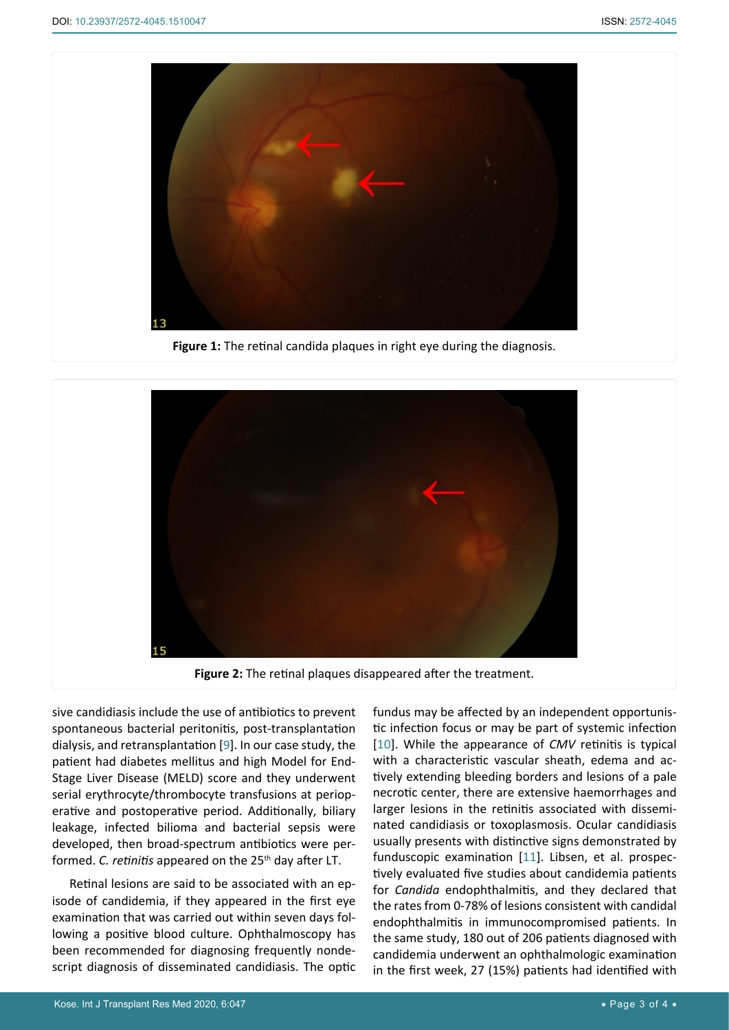**Figure 1:** The retinal candida plaques in right eye during the diagnosis.

**Figure 2:** The retinal plaques disappeared after the treatment.

sive candidiasis include the use of antibiotics to prevent spontaneous bacterial peritonitis, post-transplantation dialysis, and retransplantation [9]. In our case study, the patient had diabetes mellitus and high Model for End-Stage Liver Disease (MELD) score and they underwent serial erythrocyte/thrombocyte transfusions at perioperative and postoperative period. Additionally, biliary leakage, infected bilioma and bacterial sepsis were developed, then broad-spectrum antibiotics were performed. *C. retinitis* appeared on the 25th day after LT.

Retinal lesions are said to be associated with an episode of candidemia, if they appeared in the first eye examination that was carried out within seven days following a positive blood culture. Ophthalmoscopy has been recommended for diagnosing frequently nondescript diagnosis of disseminated candidiasis. The optic fundus may be affected by an independent opportunistic infection focus or may be part of systemic infection [10]. While the appearance of *CMV* retinitis is typical with a characteristic vascular sheath, edema and actively extending bleeding borders and lesions of a pale necrotic center, there are extensive haemorrhages and larger lesions in the retinitis associated with disseminated candidiasis or toxoplasmosis. Ocular candidiasis usually presents with distinctive signs demonstrated by funduscopic examination [11]. Libsen, et al. prospectively evaluated five studies about candidemia patients for *Candida* endophthalmitis, and they declared that the rates from 0-78% of lesions consistent with candidal endophthalmitis in immunocompromised patients. In the same study, 180 out of 206 patients diagnosed with candidemia underwent an ophthalmologic examination in the first week, 27 (15%) patients had identified with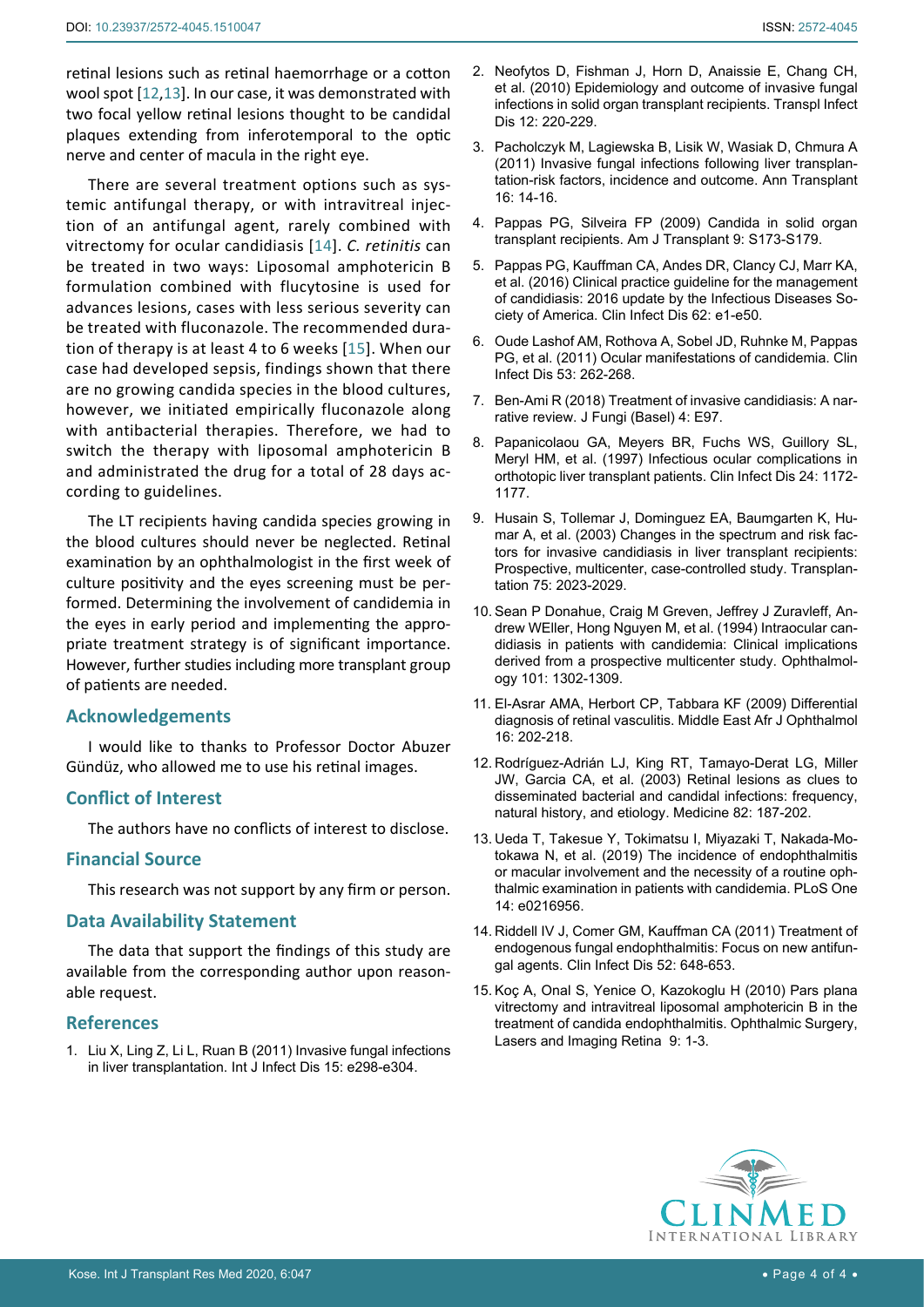retinal lesions such as retinal haemorrhage or a cotton wool spot [12,13]. In our case, it was demonstrated with two focal yellow retinal lesions thought to be candidal plaques extending from inferotemporal to the optic nerve and center of macula in the right eye.

There are several treatment options such as systemic antifungal therapy, or with intravitreal injection of an antifungal agent, rarely combined with vitrectomy for ocular candidiasis [14]. *C. retinitis* can be treated in two ways: Liposomal amphotericin B formulation combined with flucytosine is used for advances lesions, cases with less serious severity can be treated with fluconazole. The recommended duration of therapy is at least 4 to 6 weeks [15]. When our case had developed sepsis, findings shown that there are no growing candida species in the blood cultures, however, we initiated empirically fluconazole along with antibacterial therapies. Therefore, we had to switch the therapy with liposomal amphotericin B and administrated the drug for a total of 28 days according to guidelines.

The LT recipients having candida species growing in the blood cultures should never be neglected. Retinal examination by an ophthalmologist in the first week of culture positivity and the eyes screening must be performed. Determining the involvement of candidemia in the eyes in early period and implementing the appropriate treatment strategy is of significant importance. However, further studies including more transplant group of patients are needed.

## Acknowledgements

I would like to thanks to Professor Doctor Abuzer Gündüz, who allowed me to use his retinal images.

## Conflict of Interest

The authors have no conflicts of interest to disclose.

## Financial Source

This research was not support by any firm or person.

## Data Availability Statement

The data that support the findings of this study are available from the corresponding author upon reasonable request.

## References

1. Liu X, Ling Z, Li L, Ruan B (2011) Invasive fungal infections in liver transplantation. Int J Infect Dis 15: e298-e304.
2. Neofytos D, Fishman J, Horn D, Anaissie E, Chang CH, et al. (2010) Epidemiology and outcome of invasive fungal infections in solid organ transplant recipients. Transpl Infect Dis 12: 220-229.
3. Pacholczyk M, Lagiewska B, Lisik W, Wasiak D, Chmura A (2011) Invasive fungal infections following liver transplantation-risk factors, incidence and outcome. Ann Transplant 16: 14-16.
4. Pappas PG, Silveira FP (2009) Candida in solid organ transplant recipients. Am J Transplant 9: S173-S179.
5. Pappas PG, Kauffman CA, Andes DR, Clancy CJ, Marr KA, et al. (2016) Clinical practice guideline for the management of candidiasis: 2016 update by the Infectious Diseases Society of America. Clin Infect Dis 62: e1-e50.
6. Oude Lashof AM, Rothova A, Sobel JD, Ruhnke M, Pappas PG, et al. (2011) Ocular manifestations of candidemia. Clin Infect Dis 53: 262-268.
7. Ben-Ami R (2018) Treatment of invasive candidiasis: A narrative review. J Fungi (Basel) 4: E97.
8. Papanicolaou GA, Meyers BR, Fuchs WS, Guillory SL, Meryl HM, et al. (1997) Infectious ocular complications in orthotopic liver transplant patients. Clin Infect Dis 24: 1172-1177.
9. Husain S, Tollemar J, Dominguez EA, Baumgarten K, Humar A, et al. (2003) Changes in the spectrum and risk factors for invasive candidiasis in liver transplant recipients: Prospective, multicenter, case-controlled study. Transplantation 75: 2023-2029.
10. Sean P Donahue, Craig M Greven, Jeffrey J Zuravleff, Andrew WEller, Hong Nguyen M, et al. (1994) Intraocular candidiasis in patients with candidemia: Clinical implications derived from a prospective multicenter study. Ophthalmology 101: 1302-1309.
11. El-Asrar AMA, Herbort CP, Tabbara KF (2009) Differential diagnosis of retinal vasculitis. Middle East Afr J Ophthalmol 16: 202-218.
12. Rodríguez-Adrián LJ, King RT, Tamayo-Derat LG, Miller JW, Garcia CA, et al. (2003) Retinal lesions as clues to disseminated bacterial and candidal infections: frequency, natural history, and etiology. Medicine 82: 187-202.
13. Ueda T, Takesue Y, Tokimatsu I, Miyazaki T, Nakada-Motokawa N, et al. (2019) The incidence of endophthalmitis or macular involvement and the necessity of a routine ophthalmic examination in patients with candidemia. PLoS One 14: e0216956.
14. Riddell IV J, Comer GM, Kauffman CA (2011) Treatment of endogenous fungal endophthalmitis: Focus on new antifungal agents. Clin Infect Dis 52: 648-653.
15. Koç A, Onal S, Yenice O, Kazokoglu H (2010) Pars plana vitrectomy and intravitreal liposomal amphotericin B in the treatment of candida endophthalmitis. Ophthalmic Surgery, Lasers and Imaging Retina 9: 1-3.